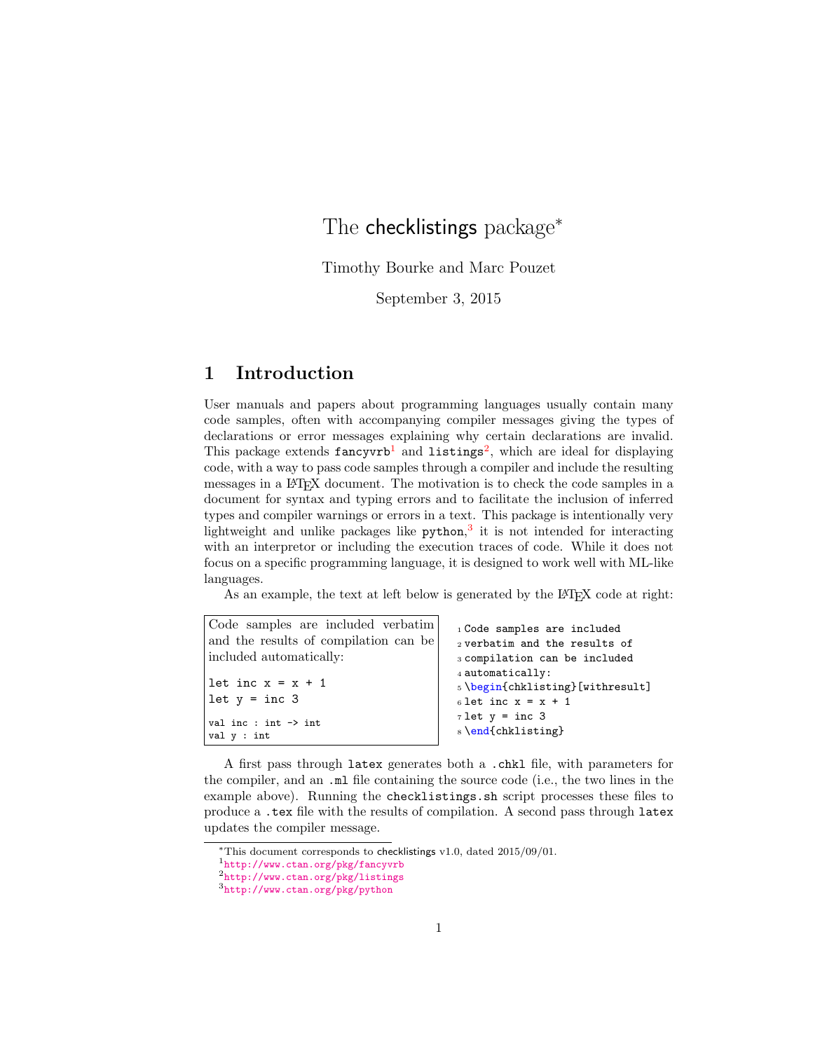# The checklistings package[*]

Timothy Bourke and Marc Pouzet

September 3, 2015

## 1 Introduction

User manuals and papers about programming languages usually contain many code samples, often with accompanying compiler messages giving the types of declarations or error messages explaining why certain declarations are invalid. This package extends `fancyvrb`[1] and `listings`[2], which are ideal for displaying code, with a way to pass code samples through a compiler and include the resulting messages in a LaTeX document. The motivation is to check the code samples in a document for syntax and typing errors and to facilitate the inclusion of inferred types and compiler warnings or errors in a text. This package is intentionally very lightweight and unlike packages like `python`,[3] it is not intended for interacting with an interpretor or including the execution traces of code. While it does not focus on a specific programming language, it is designed to work well with ML-like languages.

As an example, the text at left below is generated by the LaTeX code at right:

Code samples are included verbatim and the results of compilation can be included automatically:

```
let inc x = x + 1
let y = inc 3
```

```
val inc : int -> int
val y : int
```

```
1 Code samples are included
2 verbatim and the results of
3 compilation can be included
4 automatically:
5 \begin{chklisting}[withresult]
6 let inc x = x + 1
7 let y = inc 3
8 \end{chklisting}
```

A first pass through `latex` generates both a `.chkl` file, with parameters for the compiler, and an `.ml` file containing the source code (i.e., the two lines in the example above). Running the `checklistings.sh` script processes these files to produce a `.tex` file with the results of compilation. A second pass through `latex` updates the compiler message.

---

[*] This document corresponds to checklistings v1.0, dated 2015/09/01.

[1] http://www.ctan.org/pkg/fancyvrb

[2] http://www.ctan.org/pkg/listings

[3] http://www.ctan.org/pkg/python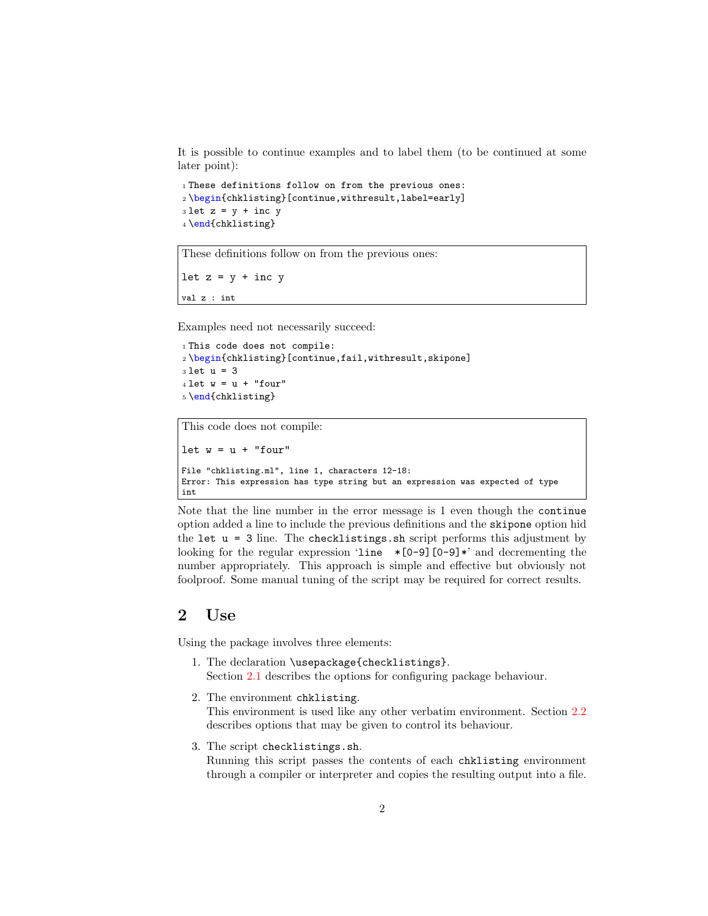It is possible to continue examples and to label them (to be continued at some later point):

```
These definitions follow on from the previous ones:
\begin{chklisting}[continue,withresult,label=early]
let z = y + inc y
\end{chklisting}
```

```
These definitions follow on from the previous ones:

let z = y + inc y

val z : int
```

Examples need not necessarily succeed:

```
This code does not compile:
\begin{chklisting}[continue,fail,withresult,skipone]
let u = 3
let w = u + "four"
\end{chklisting}
```

```
This code does not compile:

let w = u + "four"

File "chklisting.ml", line 1, characters 12-18:
Error: This expression has type string but an expression was expected of type
int
```

Note that the line number in the error message is 1 even though the `continue` option added a line to include the previous definitions and the `skipone` option hid the `let u = 3` line. The `checklistings.sh` script performs this adjustment by looking for the regular expression '`line  *[0-9][0-9]*`' and decrementing the number appropriately. This approach is simple and effective but obviously not foolproof. Some manual tuning of the script may be required for correct results.

## 2 Use

Using the package involves three elements:

1. The declaration `\usepackage{checklistings}`.
   Section 2.1 describes the options for configuring package behaviour.

2. The environment `chklisting`.
   This environment is used like any other verbatim environment. Section 2.2 describes options that may be given to control its behaviour.

3. The script `checklistings.sh`.
   Running this script passes the contents of each `chklisting` environment through a compiler or interpreter and copies the resulting output into a file.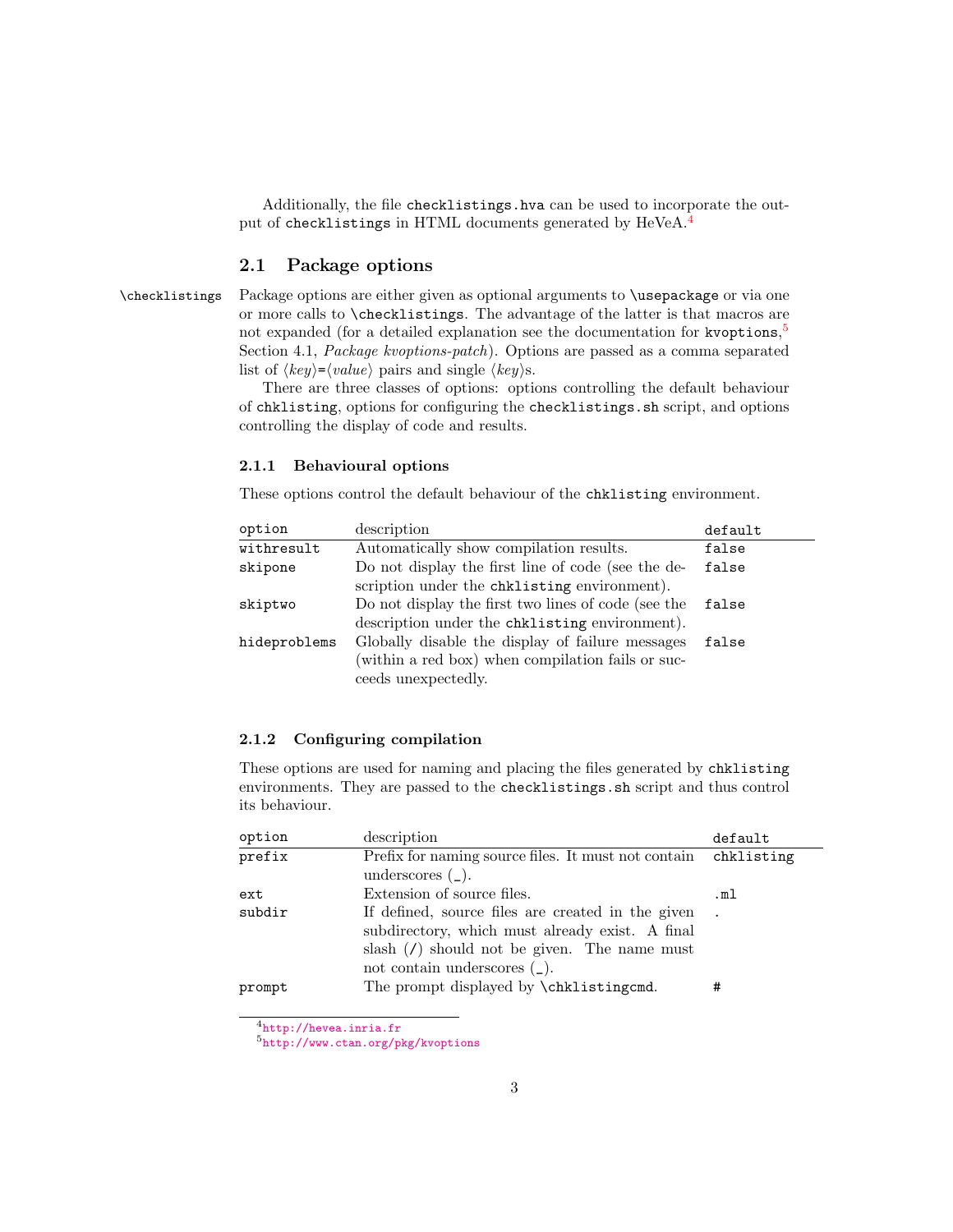Additionally, the file `checklistings.hva` can be used to incorporate the output of `checklistings` in HTML documents generated by HeVeA.[4]

## 2.1 Package options

`\checklistings` Package options are either given as optional arguments to `\usepackage` or via one or more calls to `\checklistings`. The advantage of the latter is that macros are not expanded (for a detailed explanation see the documentation for `kvoptions`,[5] Section 4.1, *Package kvoptions-patch*). Options are passed as a comma separated list of ⟨*key*⟩=⟨*value*⟩ pairs and single ⟨*key*⟩s.

There are three classes of options: options controlling the default behaviour of `chklisting`, options for configuring the `checklistings.sh` script, and options controlling the display of code and results.

### 2.1.1 Behavioural options

These options control the default behaviour of the `chklisting` environment.

| option | description | default |
|---|---|---|
| `withresult` | Automatically show compilation results. | `false` |
| `skipone` | Do not display the first line of code (see the description under the `chklisting` environment). | `false` |
| `skiptwo` | Do not display the first two lines of code (see the description under the `chklisting` environment). | `false` |
| `hideproblems` | Globally disable the display of failure messages (within a red box) when compilation fails or succeeds unexpectedly. | `false` |

### 2.1.2 Configuring compilation

These options are used for naming and placing the files generated by `chklisting` environments. They are passed to the `checklistings.sh` script and thus control its behaviour.

| option | description | default |
|---|---|---|
| `prefix` | Prefix for naming source files. It must not contain underscores (`_`). | `chklisting` |
| `ext` | Extension of source files. | `.ml` |
| `subdir` | If defined, source files are created in the given subdirectory, which must already exist. A final slash (`/`) should not be given. The name must not contain underscores (`_`). | `.` |
| `prompt` | The prompt displayed by `\chklistingcmd`. | `#` |

[4] http://hevea.inria.fr

[5] http://www.ctan.org/pkg/kvoptions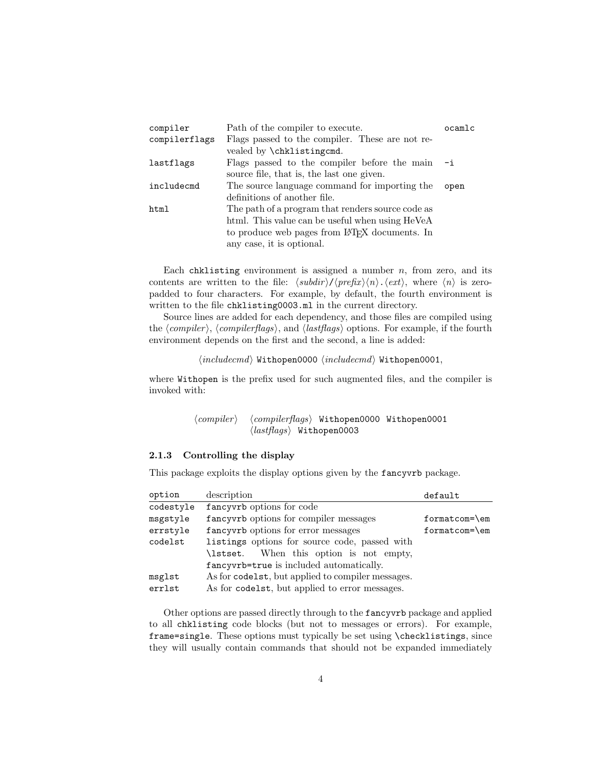| | | |
|---|---|---|
| `compiler` | Path of the compiler to execute. | `ocamlc` |
| `compilerflags` | Flags passed to the compiler. These are not revealed by `\chklistingcmd`. | |
| `lastflags` | Flags passed to the compiler before the main source file, that is, the last one given. | `-i` |
| `includecmd` | The source language command for importing the definitions of another file. | `open` |
| `html` | The path of a program that renders source code as html. This value can be useful when using HeVeA to produce web pages from LaTeX documents. In any case, it is optional. | |

Each `chklisting` environment is assigned a number $n$, from zero, and its contents are written to the file: ⟨*subdir*⟩`/`⟨*prefix*⟩⟨*n*⟩`.`⟨*ext*⟩, where ⟨*n*⟩ is zero-padded to four characters. For example, by default, the fourth environment is written to the file `chklisting0003.ml` in the current directory.

Source lines are added for each dependency, and those files are compiled using the ⟨*compiler*⟩, ⟨*compilerflags*⟩, and ⟨*lastflags*⟩ options. For example, if the fourth environment depends on the first and the second, a line is added:

⟨*includecmd*⟩ `Withopen0000` ⟨*includecmd*⟩ `Withopen0001`,

where `Withopen` is the prefix used for such augmented files, and the compiler is invoked with:

⟨*compiler*⟩ ⟨*compilerflags*⟩ `Withopen0000 Withopen0001`
⟨*lastflags*⟩ `Withopen0003`

### 2.1.3 Controlling the display

This package exploits the display options given by the `fancyvrb` package.

| option | description | default |
|---|---|---|
| `codestyle` | `fancyvrb` options for code | |
| `msgstyle` | `fancyvrb` options for compiler messages | `formatcom=\em` |
| `errstyle` | `fancyvrb` options for error messages | `formatcom=\em` |
| `codelst` | `listings` options for source code, passed with `\lstset`. When this option is not empty, `fancyvrb=true` is included automatically. | |
| `msglst` | As for `codelst`, but applied to compiler messages. | |
| `errlst` | As for `codelst`, but applied to error messages. | |

Other options are passed directly through to the `fancyvrb` package and applied to all `chklisting` code blocks (but not to messages or errors). For example, `frame=single`. These options must typically be set using `\checklistings`, since they will usually contain commands that should not be expanded immediately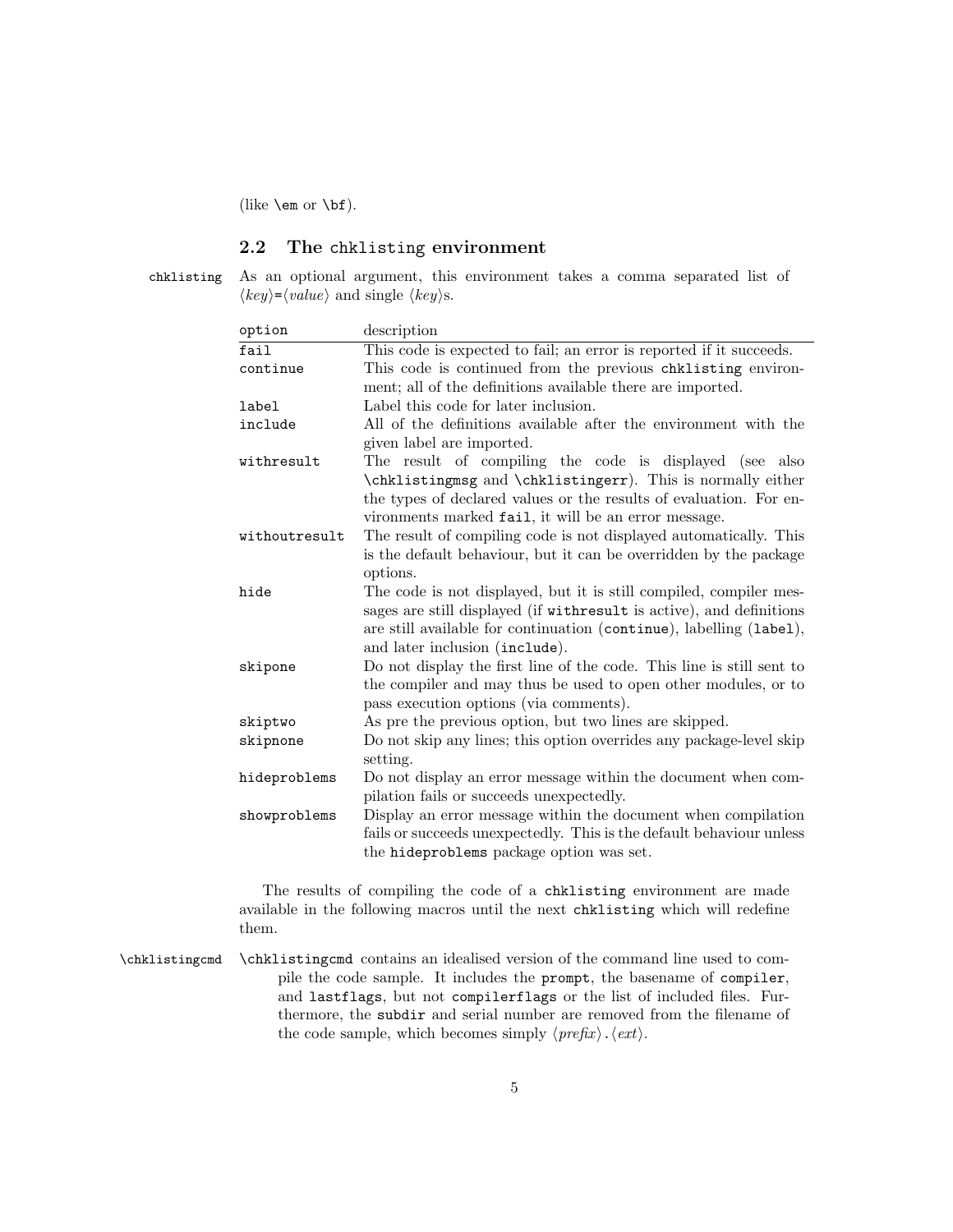(like `\em` or `\bf`).

## 2.2 The `chklisting` environment

`chklisting` As an optional argument, this environment takes a comma separated list of ⟨*key*⟩=⟨*value*⟩ and single ⟨*key*⟩s.

| option | description |
|---|---|
| `fail` | This code is expected to fail; an error is reported if it succeeds. |
| `continue` | This code is continued from the previous `chklisting` environment; all of the definitions available there are imported. |
| `label` | Label this code for later inclusion. |
| `include` | All of the definitions available after the environment with the given label are imported. |
| `withresult` | The result of compiling the code is displayed (see also `\chklistingmsg` and `\chklistingerr`). This is normally either the types of declared values or the results of evaluation. For environments marked `fail`, it will be an error message. |
| `withoutresult` | The result of compiling code is not displayed automatically. This is the default behaviour, but it can be overridden by the package options. |
| `hide` | The code is not displayed, but it is still compiled, compiler messages are still displayed (if `withresult` is active), and definitions are still available for continuation (`continue`), labelling (`label`), and later inclusion (`include`). |
| `skipone` | Do not display the first line of the code. This line is still sent to the compiler and may thus be used to open other modules, or to pass execution options (via comments). |
| `skiptwo` | As pre the previous option, but two lines are skipped. |
| `skipnone` | Do not skip any lines; this option overrides any package-level skip setting. |
| `hideproblems` | Do not display an error message within the document when compilation fails or succeeds unexpectedly. |
| `showproblems` | Display an error message within the document when compilation fails or succeeds unexpectedly. This is the default behaviour unless the `hideproblems` package option was set. |

The results of compiling the code of a `chklisting` environment are made available in the following macros until the next `chklisting` which will redefine them.

`\chklistingcmd` `\chklistingcmd` contains an idealised version of the command line used to compile the code sample. It includes the `prompt`, the basename of `compiler`, and `lastflags`, but not `compilerflags` or the list of included files. Furthermore, the `subdir` and serial number are removed from the filename of the code sample, which becomes simply ⟨*prefix*⟩`.`⟨*ext*⟩.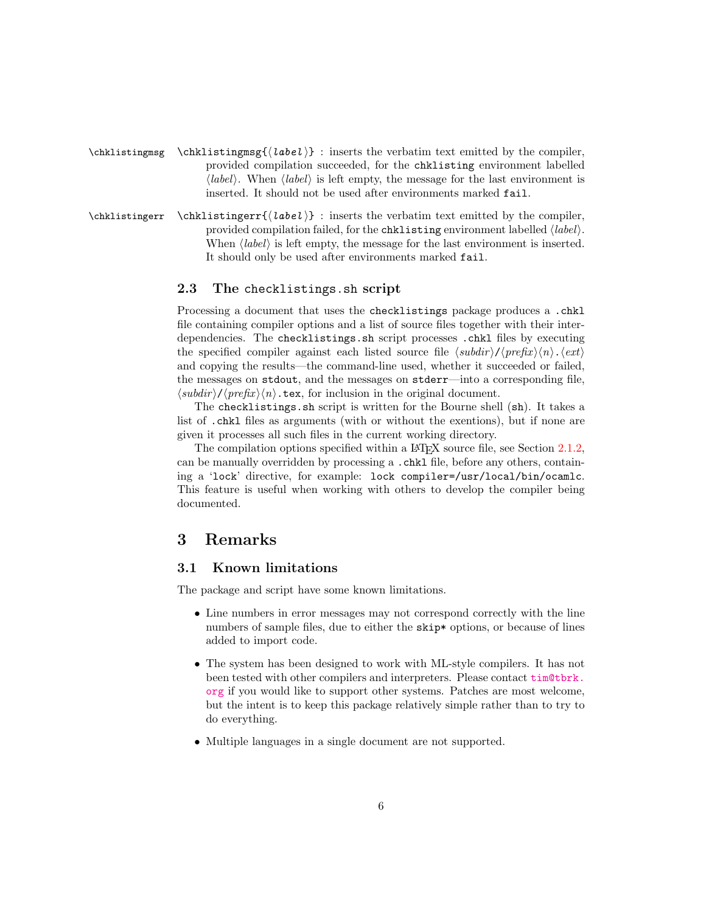`\chklistingmsg` `\chklistingmsg{⟨label⟩}` : inserts the verbatim text emitted by the compiler, provided compilation succeeded, for the `chklisting` environment labelled ⟨*label*⟩. When ⟨*label*⟩ is left empty, the message for the last environment is inserted. It should not be used after environments marked `fail`.

`\chklistingerr` `\chklistingerr{⟨label⟩}` : inserts the verbatim text emitted by the compiler, provided compilation failed, for the `chklisting` environment labelled ⟨*label*⟩. When ⟨*label*⟩ is left empty, the message for the last environment is inserted. It should only be used after environments marked `fail`.

### 2.3 The `checklistings.sh` script

Processing a document that uses the `checklistings` package produces a `.chkl` file containing compiler options and a list of source files together with their interdependencies. The `checklistings.sh` script processes `.chkl` files by executing the specified compiler against each listed source file ⟨*subdir*⟩`/`⟨*prefix*⟩⟨*n*⟩`.`⟨*ext*⟩ and copying the results—the command-line used, whether it succeeded or failed, the messages on `stdout`, and the messages on `stderr`—into a corresponding file, ⟨*subdir*⟩`/`⟨*prefix*⟩⟨*n*⟩`.tex`, for inclusion in the original document.

The `checklistings.sh` script is written for the Bourne shell (`sh`). It takes a list of `.chkl` files as arguments (with or without the exentions), but if none are given it processes all such files in the current working directory.

The compilation options specified within a LaTeX source file, see Section 2.1.2, can be manually overridden by processing a `.chkl` file, before any others, containing a '`lock`' directive, for example: `lock compiler=/usr/local/bin/ocamlc`. This feature is useful when working with others to develop the compiler being documented.

## 3 Remarks

### 3.1 Known limitations

The package and script have some known limitations.

- Line numbers in error messages may not correspond correctly with the line numbers of sample files, due to either the `skip*` options, or because of lines added to import code.
- The system has been designed to work with ML-style compilers. It has not been tested with other compilers and interpreters. Please contact tim@tbrk.org if you would like to support other systems. Patches are most welcome, but the intent is to keep this package relatively simple rather than to try to do everything.
- Multiple languages in a single document are not supported.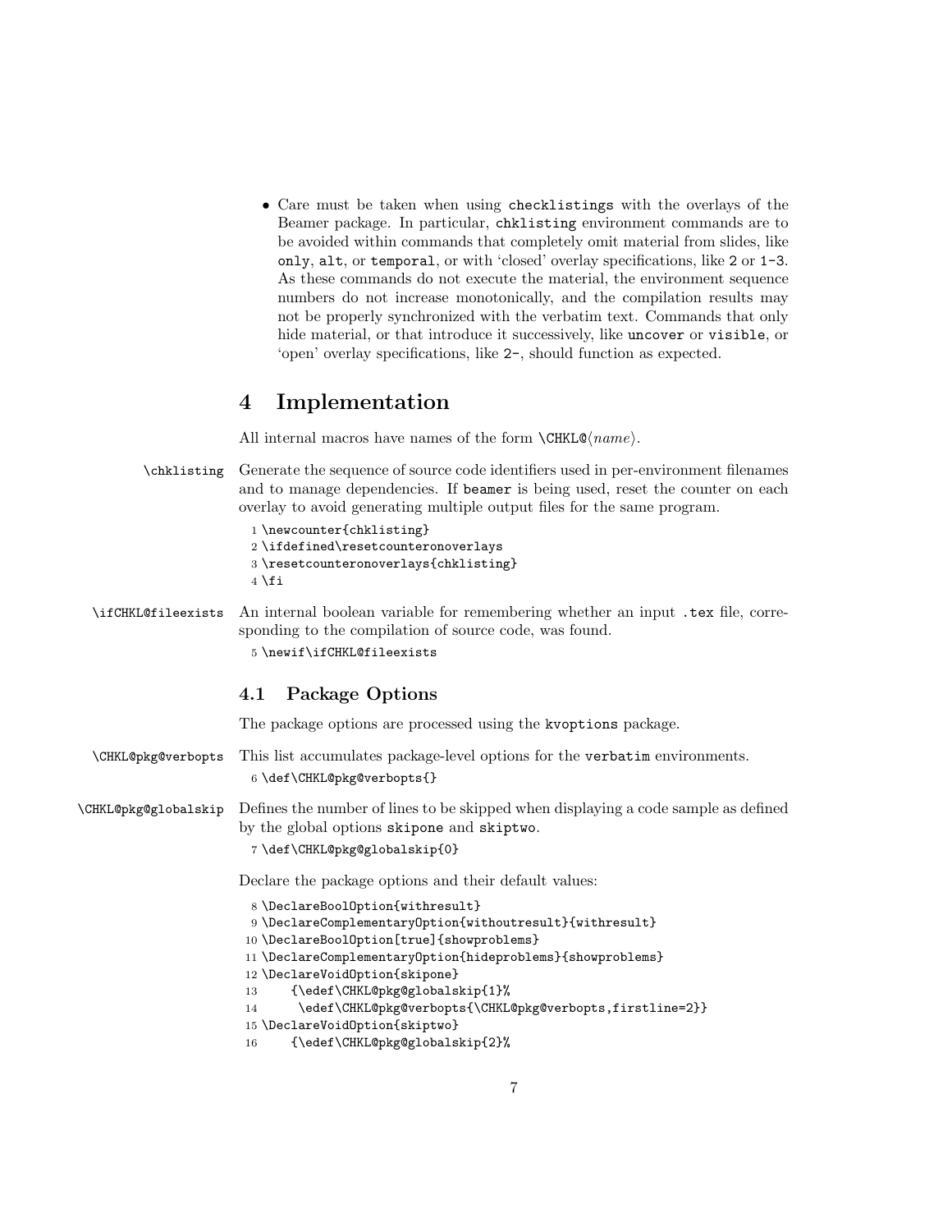- Care must be taken when using `checklistings` with the overlays of the Beamer package. In particular, `chklisting` environment commands are to be avoided within commands that completely omit material from slides, like `only`, `alt`, or `temporal`, or with 'closed' overlay specifications, like `2` or `1-3`. As these commands do not execute the material, the environment sequence numbers do not increase monotonically, and the compilation results may not be properly synchronized with the verbatim text. Commands that only hide material, or that introduce it successively, like `uncover` or `visible`, or 'open' overlay specifications, like `2-`, should function as expected.

# 4 Implementation

All internal macros have names of the form `\CHKL@`⟨*name*⟩.

`\chklisting` Generate the sequence of source code identifiers used in per-environment filenames and to manage dependencies. If `beamer` is being used, reset the counter on each overlay to avoid generating multiple output files for the same program.

```
1 \newcounter{chklisting}
2 \ifdefined\resetcounteronoverlays
3 \resetcounteronoverlays{chklisting}
4 \fi
```

`\ifCHKL@fileexists` An internal boolean variable for remembering whether an input `.tex` file, corresponding to the compilation of source code, was found.

```
5 \newif\ifCHKL@fileexists
```

## 4.1 Package Options

The package options are processed using the `kvoptions` package.

`\CHKL@pkg@verbopts` This list accumulates package-level options for the `verbatim` environments.

```
6 \def\CHKL@pkg@verbopts{}
```

`\CHKL@pkg@globalskip` Defines the number of lines to be skipped when displaying a code sample as defined by the global options `skipone` and `skiptwo`.

```
7 \def\CHKL@pkg@globalskip{0}
```

Declare the package options and their default values:

```
8 \DeclareBoolOption{withresult}
9 \DeclareComplementaryOption{withoutresult}{withresult}
10 \DeclareBoolOption[true]{showproblems}
11 \DeclareComplementaryOption{hideproblems}{showproblems}
12 \DeclareVoidOption{skipone}
13     {\edef\CHKL@pkg@globalskip{1}%
14      \edef\CHKL@pkg@verbopts{\CHKL@pkg@verbopts,firstline=2}}
15 \DeclareVoidOption{skiptwo}
16     {\edef\CHKL@pkg@globalskip{2}%
```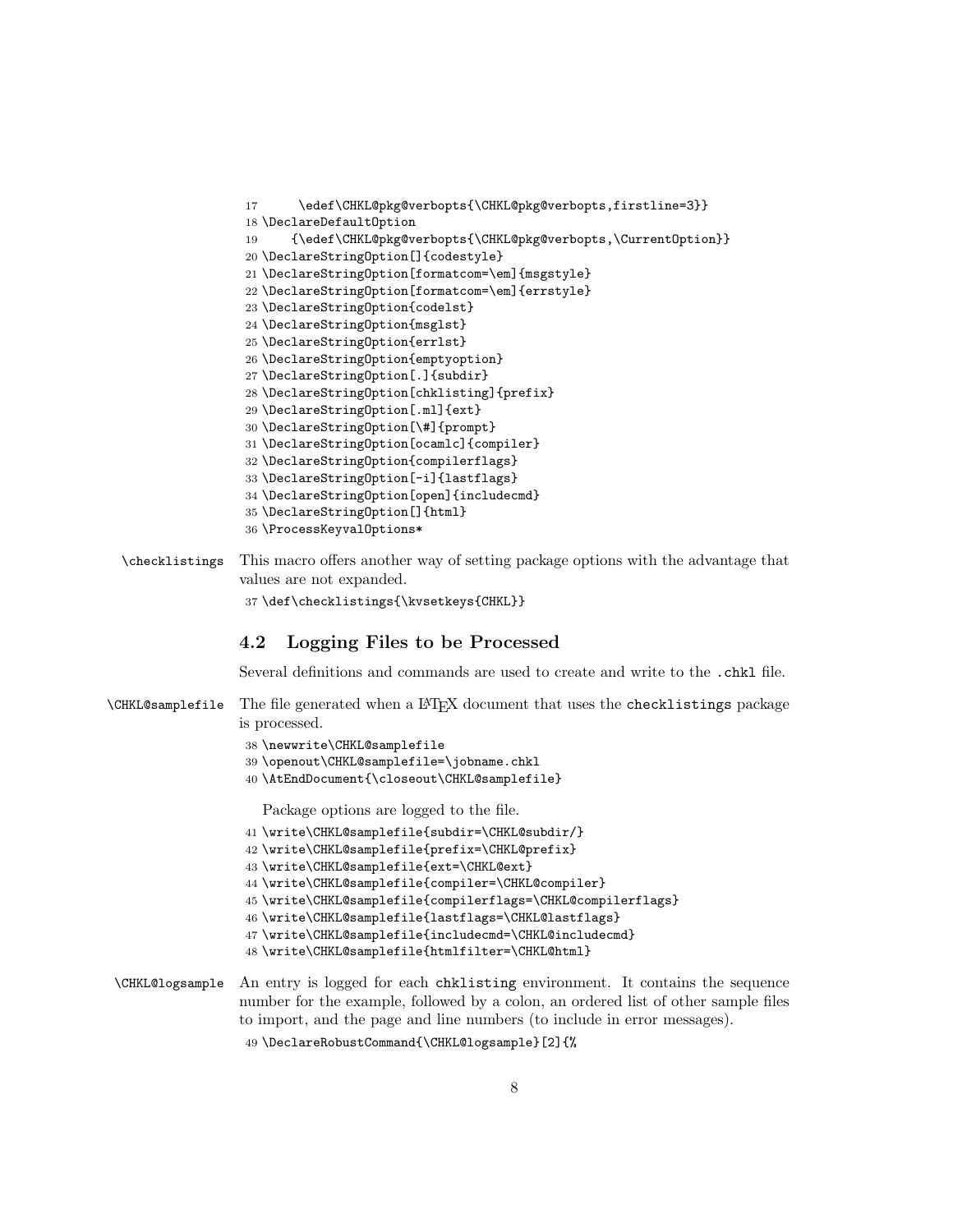```
17      \edef\CHKL@pkg@verbopts{\CHKL@pkg@verbopts,firstline=3}}
18 \DeclareDefaultOption
19     {\edef\CHKL@pkg@verbopts{\CHKL@pkg@verbopts,\CurrentOption}}
20 \DeclareStringOption[]{codestyle}
21 \DeclareStringOption[formatcom=\em]{msgstyle}
22 \DeclareStringOption[formatcom=\em]{errstyle}
23 \DeclareStringOption{codelst}
24 \DeclareStringOption{msglst}
25 \DeclareStringOption{errlst}
26 \DeclareStringOption{emptyoption}
27 \DeclareStringOption[.]{subdir}
28 \DeclareStringOption[chklisting]{prefix}
29 \DeclareStringOption[.ml]{ext}
30 \DeclareStringOption[\#]{prompt}
31 \DeclareStringOption[ocamlc]{compiler}
32 \DeclareStringOption{compilerflags}
33 \DeclareStringOption[-i]{lastflags}
34 \DeclareStringOption[open]{includecmd}
35 \DeclareStringOption[]{html}
36 \ProcessKeyvalOptions*
```

`\checklistings` This macro offers another way of setting package options with the advantage that values are not expanded.

```
37 \def\checklistings{\kvsetkeys{CHKL}}
```

## 4.2 Logging Files to be Processed

Several definitions and commands are used to create and write to the `.chkl` file.

`\CHKL@samplefile` The file generated when a LaTeX document that uses the `checklistings` package is processed.

```
38 \newwrite\CHKL@samplefile
39 \openout\CHKL@samplefile=\jobname.chkl
40 \AtEndDocument{\closeout\CHKL@samplefile}
```

Package options are logged to the file.

```
41 \write\CHKL@samplefile{subdir=\CHKL@subdir/}
42 \write\CHKL@samplefile{prefix=\CHKL@prefix}
43 \write\CHKL@samplefile{ext=\CHKL@ext}
44 \write\CHKL@samplefile{compiler=\CHKL@compiler}
45 \write\CHKL@samplefile{compilerflags=\CHKL@compilerflags}
46 \write\CHKL@samplefile{lastflags=\CHKL@lastflags}
47 \write\CHKL@samplefile{includecmd=\CHKL@includecmd}
48 \write\CHKL@samplefile{htmlfilter=\CHKL@html}
```

`\CHKL@logsample` An entry is logged for each `chklisting` environment. It contains the sequence number for the example, followed by a colon, an ordered list of other sample files to import, and the page and line numbers (to include in error messages).

```
49 \DeclareRobustCommand{\CHKL@logsample}[2]{%
```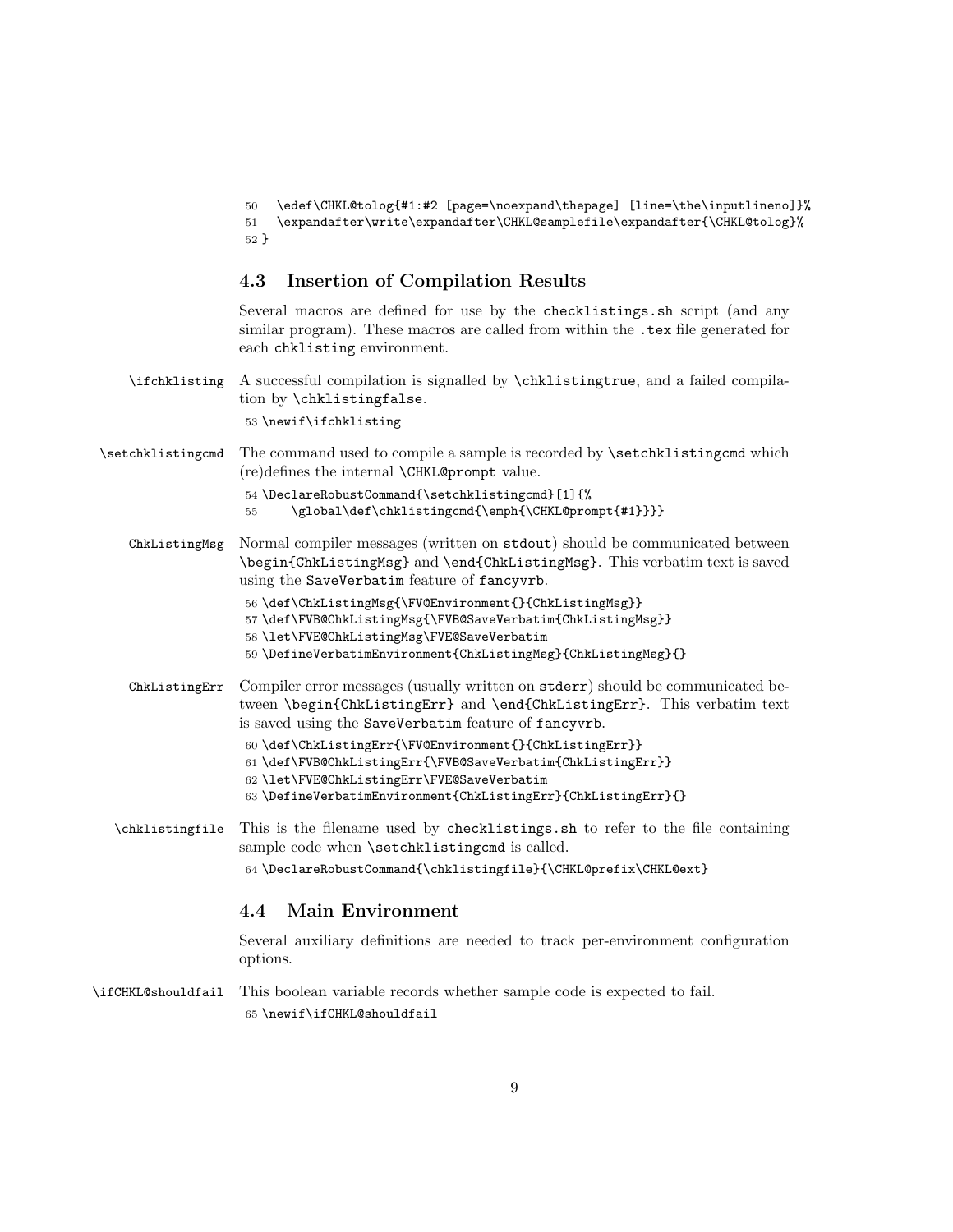```
50   \edef\CHKL@tolog{#1:#2 [page=\noexpand\thepage] [line=\the\inputlineno]}%
51   \expandafter\write\expandafter\CHKL@samplefile\expandafter{\CHKL@tolog}%
52 }
```

### 4.3 Insertion of Compilation Results

Several macros are defined for use by the `checklistings.sh` script (and any similar program). These macros are called from within the `.tex` file generated for each `chklisting` environment.

`\ifchklisting` A successful compilation is signalled by `\chklistingtrue`, and a failed compilation by `\chklistingfalse`.

```
53 \newif\ifchklisting
```

`\setchklistingcmd` The command used to compile a sample is recorded by `\setchklistingcmd` which (re)defines the internal `\CHKL@prompt` value.

```
54 \DeclareRobustCommand{\setchklistingcmd}[1]{%
55     \global\def\chklistingcmd{\emph{\CHKL@prompt{#1}}}}
```

`ChkListingMsg` Normal compiler messages (written on `stdout`) should be communicated between `\begin{ChkListingMsg}` and `\end{ChkListingMsg}`. This verbatim text is saved using the `SaveVerbatim` feature of `fancyvrb`.

```
56 \def\ChkListingMsg{\FV@Environment{}{ChkListingMsg}}
57 \def\FVB@ChkListingMsg{\FVB@SaveVerbatim{ChkListingMsg}}
58 \let\FVE@ChkListingMsg\FVE@SaveVerbatim
59 \DefineVerbatimEnvironment{ChkListingMsg}{ChkListingMsg}{}
```

`ChkListingErr` Compiler error messages (usually written on `stderr`) should be communicated between `\begin{ChkListingErr}` and `\end{ChkListingErr}`. This verbatim text is saved using the `SaveVerbatim` feature of `fancyvrb`.

```
60 \def\ChkListingErr{\FV@Environment{}{ChkListingErr}}
61 \def\FVB@ChkListingErr{\FVB@SaveVerbatim{ChkListingErr}}
62 \let\FVE@ChkListingErr\FVE@SaveVerbatim
63 \DefineVerbatimEnvironment{ChkListingErr}{ChkListingErr}{}
```

`\chklistingfile` This is the filename used by `checklistings.sh` to refer to the file containing sample code when `\setchklistingcmd` is called.

```
64 \DeclareRobustCommand{\chklistingfile}{\CHKL@prefix\CHKL@ext}
```

### 4.4 Main Environment

Several auxiliary definitions are needed to track per-environment configuration options.

`\ifCHKL@shouldfail` This boolean variable records whether sample code is expected to fail.

```
65 \newif\ifCHKL@shouldfail
```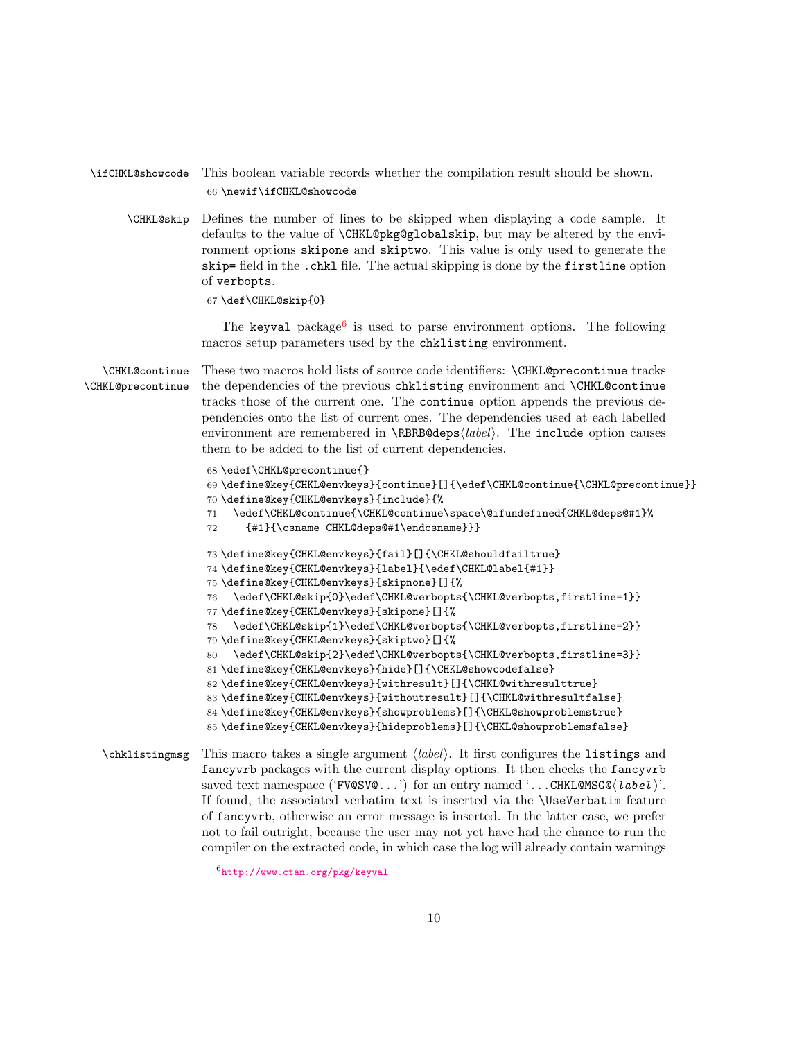`\ifCHKL@showcode` This boolean variable records whether the compilation result should be shown.

```
66 \newif\ifCHKL@showcode
```

`\CHKL@skip` Defines the number of lines to be skipped when displaying a code sample. It defaults to the value of `\CHKL@pkg@globalskip`, but may be altered by the environment options `skipone` and `skiptwo`. This value is only used to generate the `skip=` field in the `.chkl` file. The actual skipping is done by the `firstline` option of `verbopts`.

```
67 \def\CHKL@skip{0}
```

The `keyval` package[6] is used to parse environment options. The following macros setup parameters used by the `chklisting` environment.

`\CHKL@continue` `\CHKL@precontinue` These two macros hold lists of source code identifiers: `\CHKL@precontinue` tracks the dependencies of the previous `chklisting` environment and `\CHKL@continue` tracks those of the current one. The `continue` option appends the previous dependencies onto the list of current ones. The dependencies used at each labelled environment are remembered in `\RBRB@deps`⟨*label*⟩. The `include` option causes them to be added to the list of current dependencies.

```
68 \edef\CHKL@precontinue{}
69 \define@key{CHKL@envkeys}{continue}[]{\edef\CHKL@continue{\CHKL@precontinue}}
70 \define@key{CHKL@envkeys}{include}{%
71   \edef\CHKL@continue{\CHKL@continue\space\@ifundefined{CHKL@deps@#1}%
72     {#1}{\csname CHKL@deps@#1\endcsname}}}

73 \define@key{CHKL@envkeys}{fail}[]{\CHKL@shouldfailtrue}
74 \define@key{CHKL@envkeys}{label}{\edef\CHKL@label{#1}}
75 \define@key{CHKL@envkeys}{skipnone}[]{%
76   \edef\CHKL@skip{0}\edef\CHKL@verbopts{\CHKL@verbopts,firstline=1}}
77 \define@key{CHKL@envkeys}{skipone}[]{%
78   \edef\CHKL@skip{1}\edef\CHKL@verbopts{\CHKL@verbopts,firstline=2}}
79 \define@key{CHKL@envkeys}{skiptwo}[]{%
80   \edef\CHKL@skip{2}\edef\CHKL@verbopts{\CHKL@verbopts,firstline=3}}
81 \define@key{CHKL@envkeys}{hide}[]{\CHKL@showcodefalse}
82 \define@key{CHKL@envkeys}{withresult}[]{\CHKL@withresulttrue}
83 \define@key{CHKL@envkeys}{withoutresult}[]{\CHKL@withresultfalse}
84 \define@key{CHKL@envkeys}{showproblems}[]{\CHKL@showproblemstrue}
85 \define@key{CHKL@envkeys}{hideproblems}[]{\CHKL@showproblemsfalse}
```

`\chklistingmsg` This macro takes a single argument ⟨*label*⟩. It first configures the `listings` and `fancyvrb` packages with the current display options. It then checks the `fancyvrb` saved text namespace ('`FV@SV@...`') for an entry named '`...CHKL@MSG@`⟨*label*⟩'. If found, the associated verbatim text is inserted via the `\UseVerbatim` feature of `fancyvrb`, otherwise an error message is inserted. In the latter case, we prefer not to fail outright, because the user may not yet have had the chance to run the compiler on the extracted code, in which case the log will already contain warnings

[6] http://www.ctan.org/pkg/keyval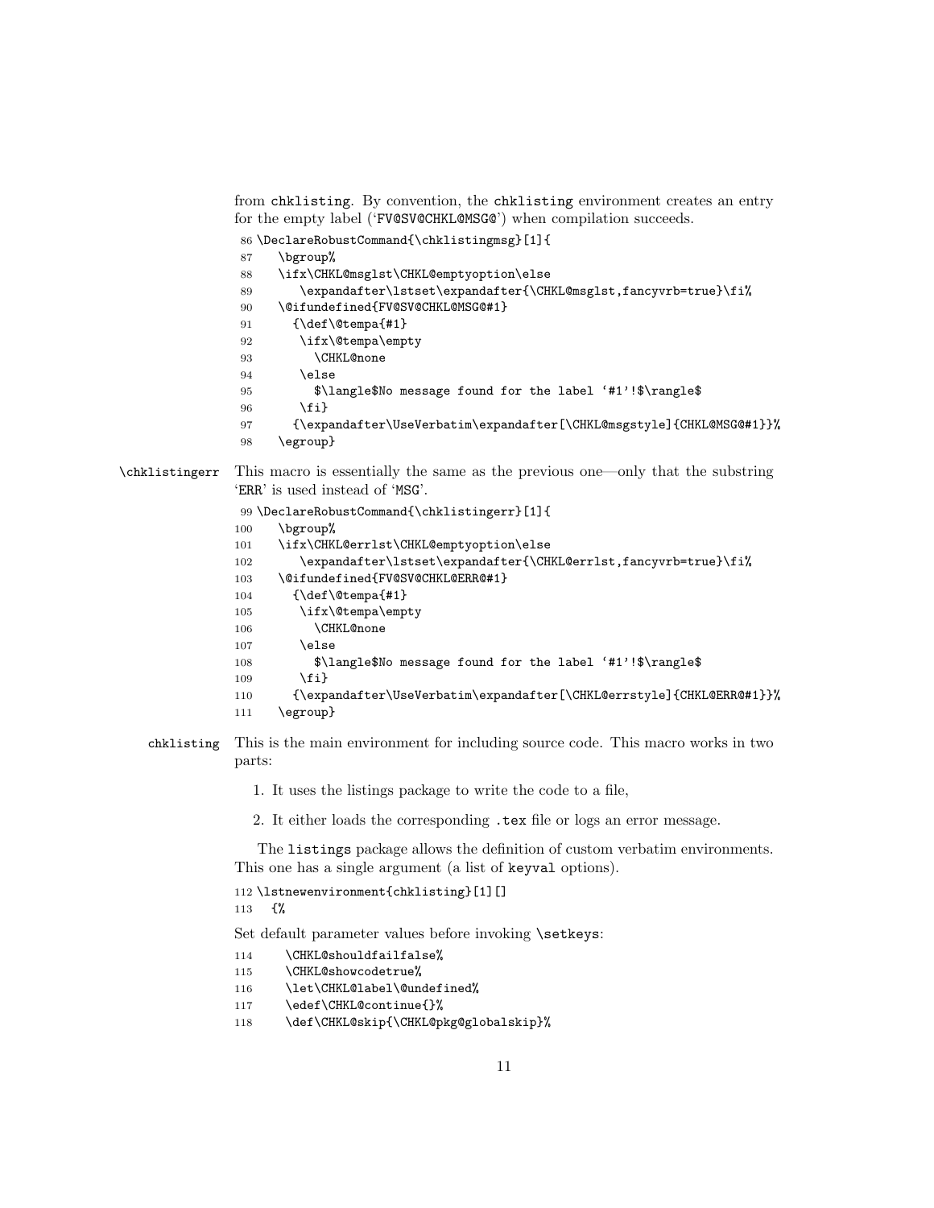from chklisting. By convention, the chklisting environment creates an entry for the empty label ('FV@SV@CHKL@MSG@') when compilation succeeds.

```
86 \DeclareRobustCommand{\chklistingmsg}[1]{
87   \bgroup%
88   \ifx\CHKL@msglst\CHKL@emptyoption\else
89     \expandafter\lstset\expandafter{\CHKL@msglst,fancyvrb=true}\fi%
90   \@ifundefined{FV@SV@CHKL@MSG@#1}
91     {\def\@tempa{#1}
92      \ifx\@tempa\empty
93        \CHKL@none
94      \else
95        $\langle$No message found for the label '#1'!$\rangle$
96      \fi}
97     {\expandafter\UseVerbatim\expandafter[\CHKL@msgstyle]{CHKL@MSG@#1}}%
98   \egroup}
```

**\chklistingerr** This macro is essentially the same as the previous one—only that the substring 'ERR' is used instead of 'MSG'.

```
99 \DeclareRobustCommand{\chklistingerr}[1]{
100   \bgroup%
101   \ifx\CHKL@errlst\CHKL@emptyoption\else
102     \expandafter\lstset\expandafter{\CHKL@errlst,fancyvrb=true}\fi%
103   \@ifundefined{FV@SV@CHKL@ERR@#1}
104     {\def\@tempa{#1}
105      \ifx\@tempa\empty
106        \CHKL@none
107      \else
108        $\langle$No message found for the label '#1'!$\rangle$
109      \fi}
110     {\expandafter\UseVerbatim\expandafter[\CHKL@errstyle]{CHKL@ERR@#1}}%
111   \egroup}
```

**chklisting** This is the main environment for including source code. This macro works in two parts:

1. It uses the listings package to write the code to a file,
2. It either loads the corresponding .tex file or logs an error message.

The listings package allows the definition of custom verbatim environments. This one has a single argument (a list of keyval options).

```
112 \lstnewenvironment{chklisting}[1][]
113   {%
```

Set default parameter values before invoking \setkeys:

```
114     \CHKL@shouldfailfalse%
115     \CHKL@showcodetrue%
116     \let\CHKL@label\@undefined%
117     \edef\CHKL@continue{}%
118     \def\CHKL@skip{\CHKL@pkg@globalskip}%
```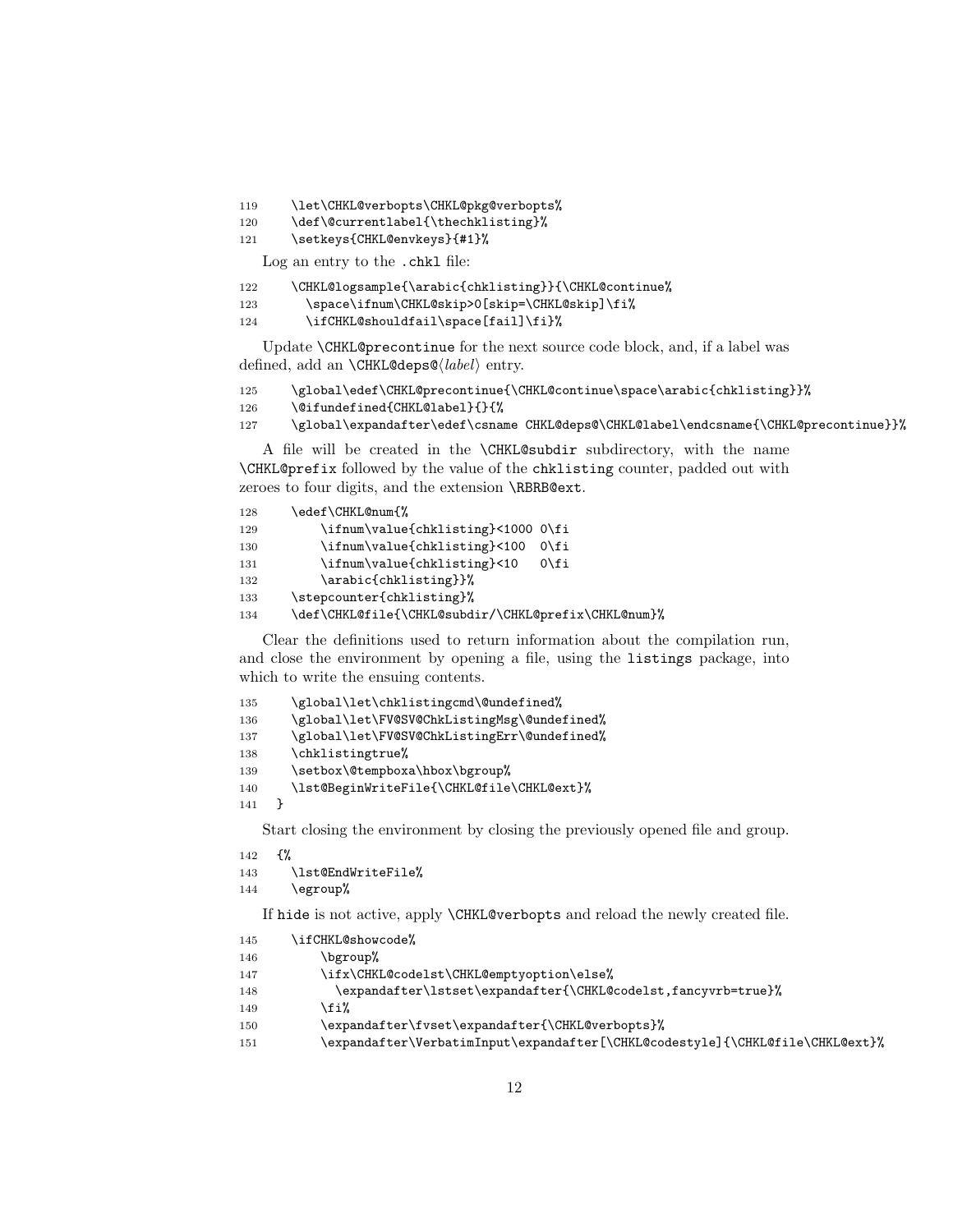```
119     \let\CHKL@verbopts\CHKL@pkg@verbopts%
120     \def\@currentlabel{\thechklisting}%
121     \setkeys{CHKL@envkeys}{#1}%
```

Log an entry to the `.chkl` file:

```
122     \CHKL@logsample{\arabic{chklisting}}{\CHKL@continue%
123       \space\ifnum\CHKL@skip>0[skip=\CHKL@skip]\fi%
124       \ifCHKL@shouldfail\space[fail]\fi}%
```

Update `\CHKL@precontinue` for the next source code block, and, if a label was defined, add an `\CHKL@deps@`⟨*label*⟩ entry.

```
125     \global\edef\CHKL@precontinue{\CHKL@continue\space\arabic{chklisting}}%
126     \@ifundefined{CHKL@label}{}{%
127     \global\expandafter\edef\csname CHKL@deps@\CHKL@label\endcsname{\CHKL@precontinue}}%
```

A file will be created in the `\CHKL@subdir` subdirectory, with the name `\CHKL@prefix` followed by the value of the `chklisting` counter, padded out with zeroes to four digits, and the extension `\RBRB@ext`.

```
128     \edef\CHKL@num{%
129         \ifnum\value{chklisting}<1000 0\fi
130         \ifnum\value{chklisting}<100  0\fi
131         \ifnum\value{chklisting}<10   0\fi
132         \arabic{chklisting}}%
133     \stepcounter{chklisting}%
134     \def\CHKL@file{\CHKL@subdir/\CHKL@prefix\CHKL@num}%
```

Clear the definitions used to return information about the compilation run, and close the environment by opening a file, using the `listings` package, into which to write the ensuing contents.

```
135     \global\let\chklistingcmd\@undefined%
136     \global\let\FV@SV@ChkListingMsg\@undefined%
137     \global\let\FV@SV@ChkListingErr\@undefined%
138     \chklistingtrue%
139     \setbox\@tempboxa\hbox\bgroup%
140     \lst@BeginWriteFile{\CHKL@file\CHKL@ext}%
141   }
```

Start closing the environment by closing the previously opened file and group.

```
142   {%
143     \lst@EndWriteFile%
144     \egroup%
```

If `hide` is not active, apply `\CHKL@verbopts` and reload the newly created file.

```
145     \ifCHKL@showcode%
146         \bgroup%
147         \ifx\CHKL@codelst\CHKL@emptyoption\else%
148           \expandafter\lstset\expandafter{\CHKL@codelst,fancyvrb=true}%
149         \fi%
150         \expandafter\fvset\expandafter{\CHKL@verbopts}%
151         \expandafter\VerbatimInput\expandafter[\CHKL@codestyle]{\CHKL@file\CHKL@ext}%
```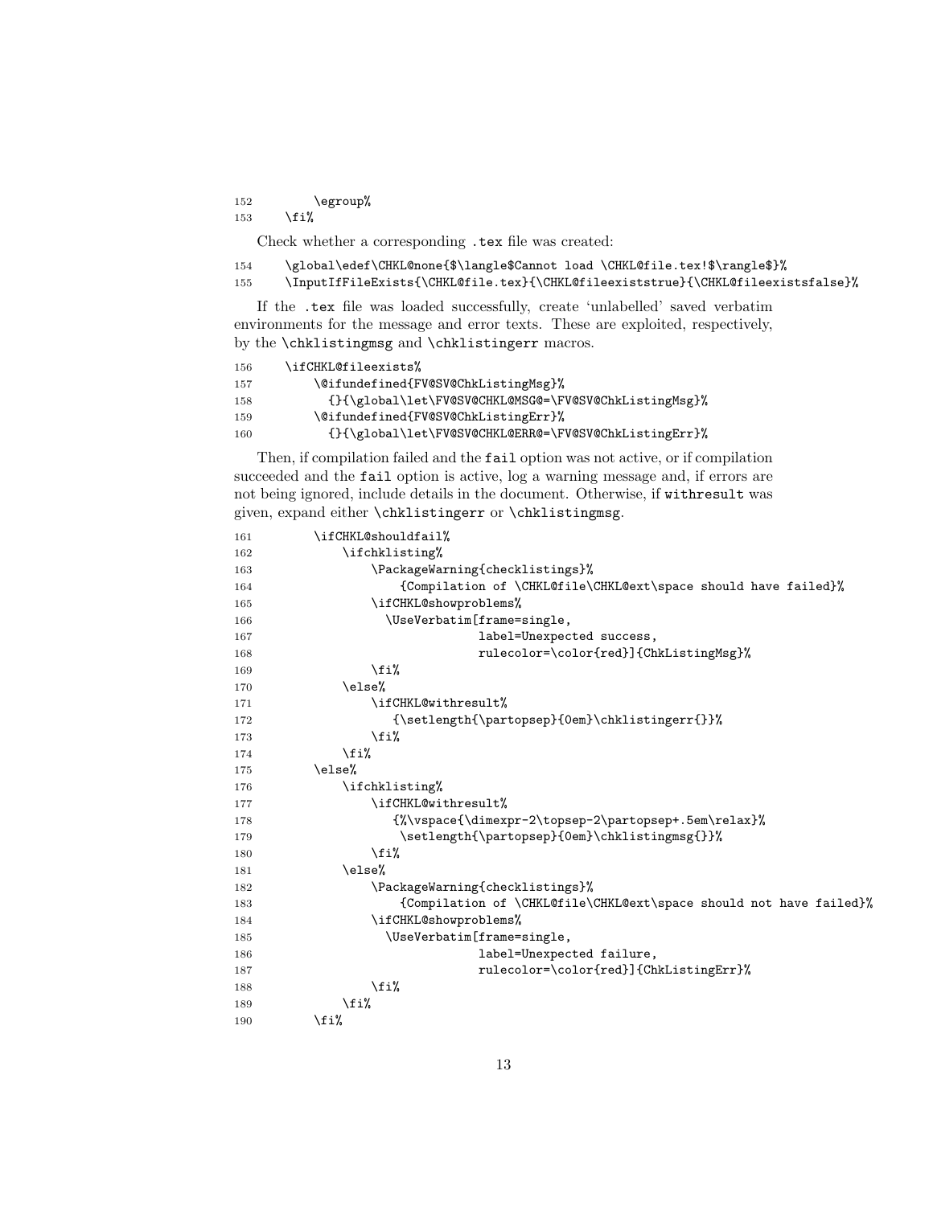```
152         \egroup%
153     \fi%
```

Check whether a corresponding .tex file was created:

```
154     \global\edef\CHKL@none{$\langle$Cannot load \CHKL@file.tex!$\rangle$}%
155     \InputIfFileExists{\CHKL@file.tex}{\CHKL@fileexiststrue}{\CHKL@fileexistsfalse}%
```

If the .tex file was loaded successfully, create 'unlabelled' saved verbatim environments for the message and error texts. These are exploited, respectively, by the \chklistingmsg and \chklistingerr macros.

```
156     \ifCHKL@fileexists%
157         \@ifundefined{FV@SV@ChkListingMsg}%
158           {}{\global\let\FV@SV@CHKL@MSG@=\FV@SV@ChkListingMsg}%
159         \@ifundefined{FV@SV@ChkListingErr}%
160           {}{\global\let\FV@SV@CHKL@ERR@=\FV@SV@ChkListingErr}%
```

Then, if compilation failed and the fail option was not active, or if compilation succeeded and the fail option is active, log a warning message and, if errors are not being ignored, include details in the document. Otherwise, if withresult was given, expand either \chklistingerr or \chklistingmsg.

```
161         \ifCHKL@shouldfail%
162             \ifchklisting%
163                 \PackageWarning{checklistings}%
164                     {Compilation of \CHKL@file\CHKL@ext\space should have failed}%
165                 \ifCHKL@showproblems%
166                   \UseVerbatim[frame=single,
167                                label=Unexpected success,
168                                rulecolor=\color{red}]{ChkListingMsg}%
169                 \fi%
170             \else%
171                 \ifCHKL@withresult%
172                    {\setlength{\partopsep}{0em}\chklistingerr{}}%
173                 \fi%
174             \fi%
175         \else%
176             \ifchklisting%
177                 \ifCHKL@withresult%
178                    {%\vspace{\dimexpr-2\topsep-2\partopsep+.5em\relax}%
179                     \setlength{\partopsep}{0em}\chklistingmsg{}}%
180                 \fi%
181             \else%
182                 \PackageWarning{checklistings}%
183                     {Compilation of \CHKL@file\CHKL@ext\space should not have failed}%
184                 \ifCHKL@showproblems%
185                   \UseVerbatim[frame=single,
186                                label=Unexpected failure,
187                                rulecolor=\color{red}]{ChkListingErr}%
188                 \fi%
189             \fi%
190         \fi%
```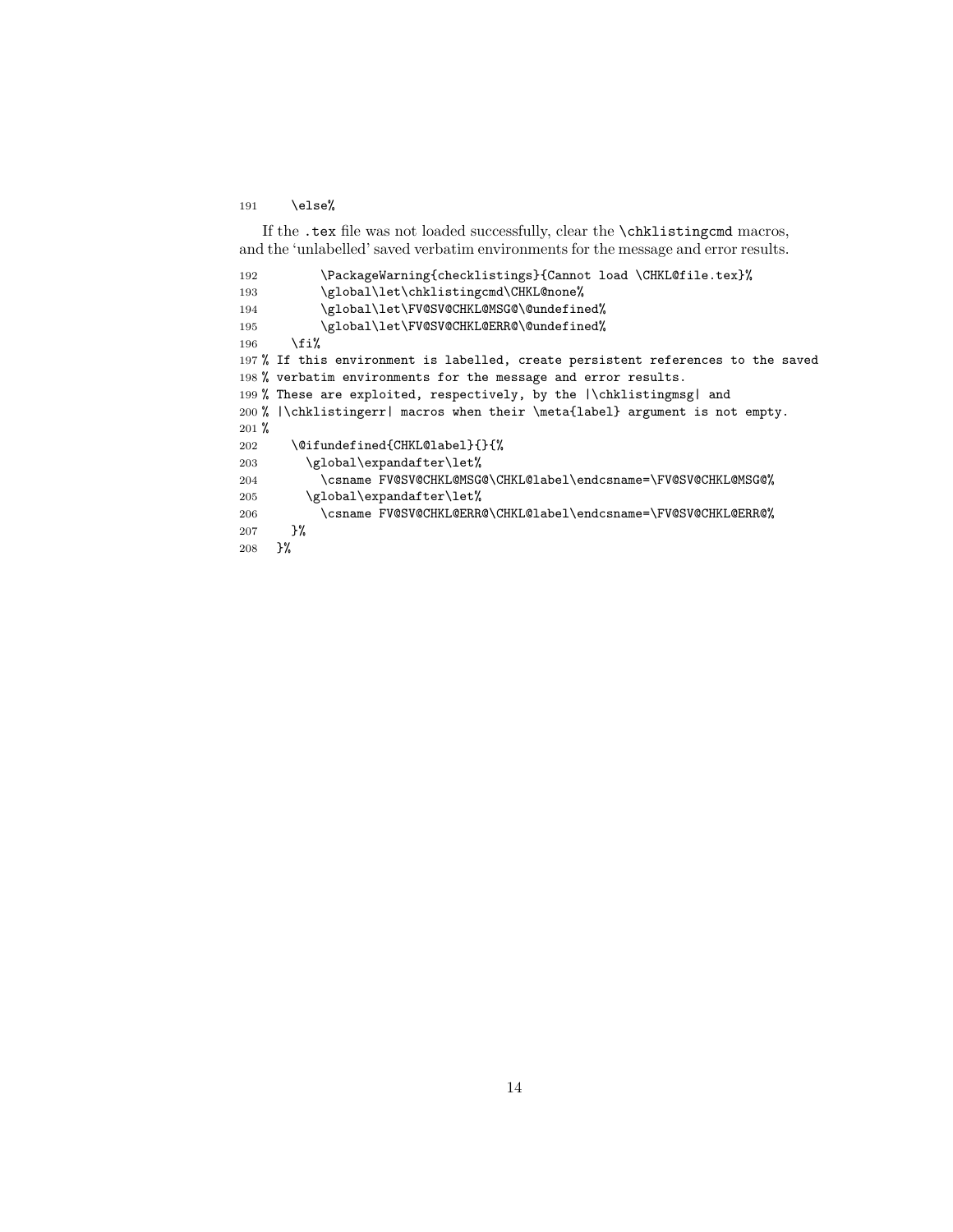```
191     \else%
```

If the `.tex` file was not loaded successfully, clear the `\chklistingcmd` macros, and the 'unlabelled' saved verbatim environments for the message and error results.

```
192         \PackageWarning{checklistings}{Cannot load \CHKL@file.tex}%
193         \global\let\chklistingcmd\CHKL@none%
194         \global\let\FV@SV@CHKL@MSG@\@undefined%
195         \global\let\FV@SV@CHKL@ERR@\@undefined%
196     \fi%
197 % If this environment is labelled, create persistent references to the saved
198 % verbatim environments for the message and error results.
199 % These are exploited, respectively, by the |\chklistingmsg| and
200 % |\chklistingerr| macros when their \meta{label} argument is not empty.
201 %
202     \@ifundefined{CHKL@label}{}{%
203       \global\expandafter\let%
204         \csname FV@SV@CHKL@MSG@\CHKL@label\endcsname=\FV@SV@CHKL@MSG@%
205       \global\expandafter\let%
206         \csname FV@SV@CHKL@ERR@\CHKL@label\endcsname=\FV@SV@CHKL@ERR@%
207     }%
208   }%
```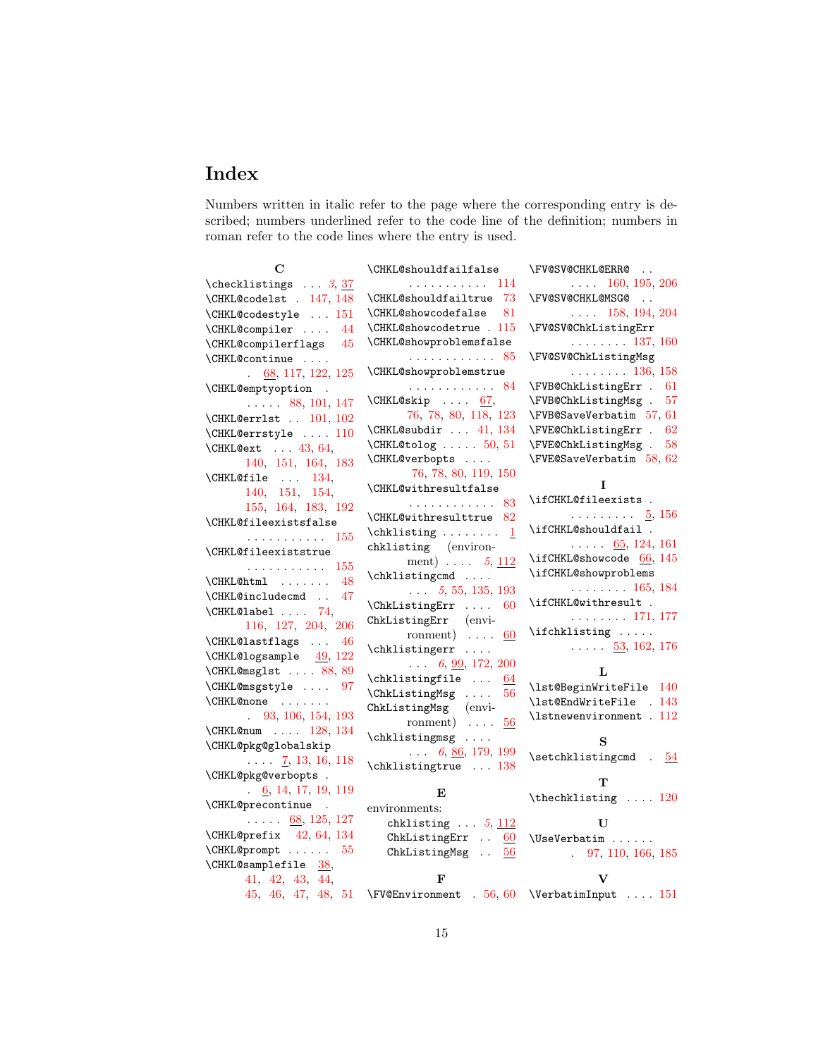# Index

Numbers written in italic refer to the page where the corresponding entry is described; numbers underlined refer to the code line of the definition; numbers in roman refer to the code lines where the entry is used.

**C**

\checklistings . . . *3*, 37
\CHKL@codelst . 147, 148
\CHKL@codestyle . . . 151
\CHKL@compiler . . . . 44
\CHKL@compilerflags 45
\CHKL@continue . . . . 68, 117, 122, 125
\CHKL@emptyoption . . . . . . 88, 101, 147
\CHKL@errlst . . 101, 102
\CHKL@errstyle . . . . 110
\CHKL@ext . . . 43, 64, 140, 151, 164, 183
\CHKL@file . . . 134, 140, 151, 154, 155, 164, 183, 192
\CHKL@fileexistsfalse . . . . . . . . . . . 155
\CHKL@fileexiststrue . . . . . . . . . . . 155
\CHKL@html . . . . . . . 48
\CHKL@includecmd . . 47
\CHKL@label . . . . 74, 116, 127, 204, 206
\CHKL@lastflags . . . 46
\CHKL@logsample 49, 122
\CHKL@msglst . . . . 88, 89
\CHKL@msgstyle . . . . 97
\CHKL@none . . . . . . . 93, 106, 154, 193
\CHKL@num . . . . 128, 134
\CHKL@pkg@globalskip . . . . 7, 13, 16, 118
\CHKL@pkg@verbopts . . 6, 14, 17, 19, 119
\CHKL@precontinue . . . . . . 68, 125, 127
\CHKL@prefix 42, 64, 134
\CHKL@prompt . . . . . . 55
\CHKL@samplefile 38, 41, 42, 43, 44, 45, 46, 47, 48, 51
\CHKL@shouldfailfalse . . . . . . . . . . . 114
\CHKL@shouldfailtrue 73
\CHKL@showcodefalse 81
\CHKL@showcodetrue . 115
\CHKL@showproblemsfalse . . . . . . . . . . . . 85
\CHKL@showproblemstrue . . . . . . . . . . . . 84
\CHKL@skip . . . . 67, 76, 78, 80, 118, 123
\CHKL@subdir . . . 41, 134
\CHKL@tolog . . . . . 50, 51
\CHKL@verbopts . . . . 76, 78, 80, 119, 150
\CHKL@withresultfalse . . . . . . . . . . . . 83
\CHKL@withresulttrue 82
\chklisting . . . . . . . . 1
chklisting (environment) . . . . *5*, 112
\chklistingcmd . . . . . . . *5*, 55, 135, 193
\ChkListingErr . . . . 60
ChkListingErr (environment) . . . . 60
\chklistingerr . . . . . . . *6*, 99, 172, 200
\chklistingfile . . . 64
\ChkListingMsg . . . . 56
ChkListingMsg (environment) . . . . 56
\chklistingmsg . . . . . . . *6*, 86, 179, 199
\chklistingtrue . . . 138

**E**

environments:
 chklisting . . . *5*, 112
 ChkListingErr . . 60
 ChkListingMsg . . 56

**F**

\FV@Environment . 56, 60
\FV@SV@CHKL@ERR@ . . . . . . 160, 195, 206
\FV@SV@CHKL@MSG@ . . . . . . 158, 194, 204
\FV@SV@ChkListingErr . . . . . . . . 137, 160
\FV@SV@ChkListingMsg . . . . . . . . 136, 158
\FVB@ChkListingErr . 61
\FVB@ChkListingMsg . 57
\FVB@SaveVerbatim 57, 61
\FVE@ChkListingErr . 62
\FVE@ChkListingMsg . 58
\FVE@SaveVerbatim 58, 62

**I**

\ifCHKL@fileexists . . . . . . . . . . 5, 156
\ifCHKL@shouldfail . . . . . . 65, 124, 161
\ifCHKL@showcode 66, 145
\ifCHKL@showproblems . . . . . . . . 165, 184
\ifCHKL@withresult . . . . . . . . 171, 177
\ifchklisting . . . . . . . . . . 53, 162, 176

**L**

\lst@BeginWriteFile 140
\lst@EndWriteFile . 143
\lstnewenvironment . 112

**S**

\setchklistingcmd . 54

**T**

\thechklisting . . . . 120

**U**

\UseVerbatim . . . . . . . 97, 110, 166, 185

**V**

\VerbatimInput . . . . 151